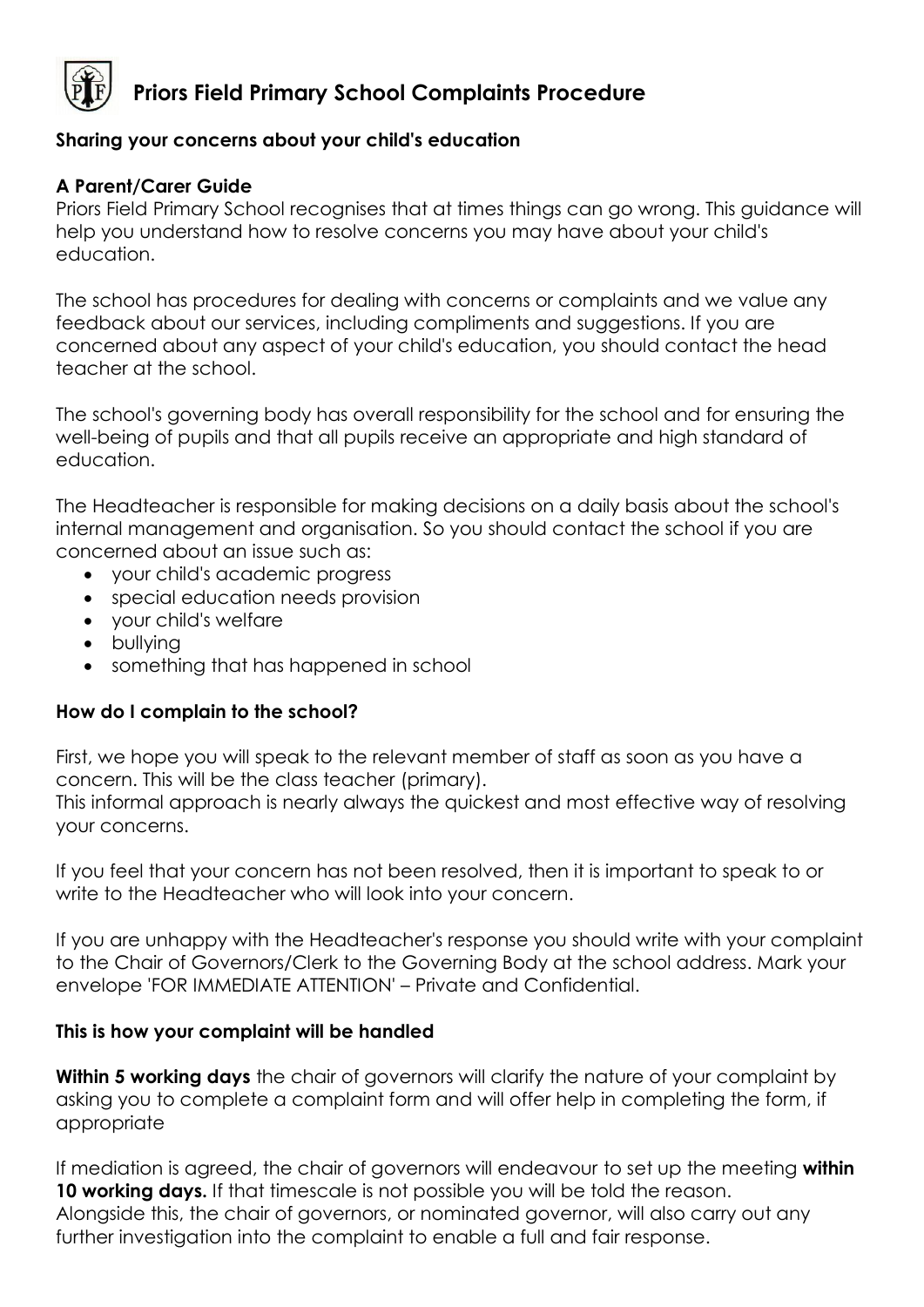# Priors Field Primary School Complaints Procedure

**Sharing your concerns about your child's education**

**A Parent/Carer Guide**

Priors Field Primary School recognises that at times things can go wrong. This guidance will help you understand how to resolve concerns you may have about your child's education.

The school has procedures for dealing with concerns or complaints and we value any feedback about our services, including compliments and suggestions. If you are concerned about any aspect of your child's education, you should contact the head teacher at the school.

The school's governing body has overall responsibility for the school and for ensuring the well-being of pupils and that all pupils receive an appropriate and high standard of education.

The Headteacher is responsible for making decisions on a daily basis about the school's internal management and organisation. So you should contact the school if you are concerned about an issue such as:

- your child's academic progress
- special education needs provision
- your child's welfare
- bullying
- something that has happened in school

**How do I complain to the school?**

First, we hope you will speak to the relevant member of staff as soon as you have a concern. This will be the class teacher (primary).
This informal approach is nearly always the quickest and most effective way of resolving your concerns.

If you feel that your concern has not been resolved, then it is important to speak to or write to the Headteacher who will look into your concern.

If you are unhappy with the Headteacher's response you should write with your complaint to the Chair of Governors/Clerk to the Governing Body at the school address. Mark your envelope 'FOR IMMEDIATE ATTENTION' – Private and Confidential.

**This is how your complaint will be handled**

**Within 5 working days** the chair of governors will clarify the nature of your complaint by asking you to complete a complaint form and will offer help in completing the form, if appropriate

If mediation is agreed, the chair of governors will endeavour to set up the meeting **within 10 working days.** If that timescale is not possible you will be told the reason.
Alongside this, the chair of governors, or nominated governor, will also carry out any further investigation into the complaint to enable a full and fair response.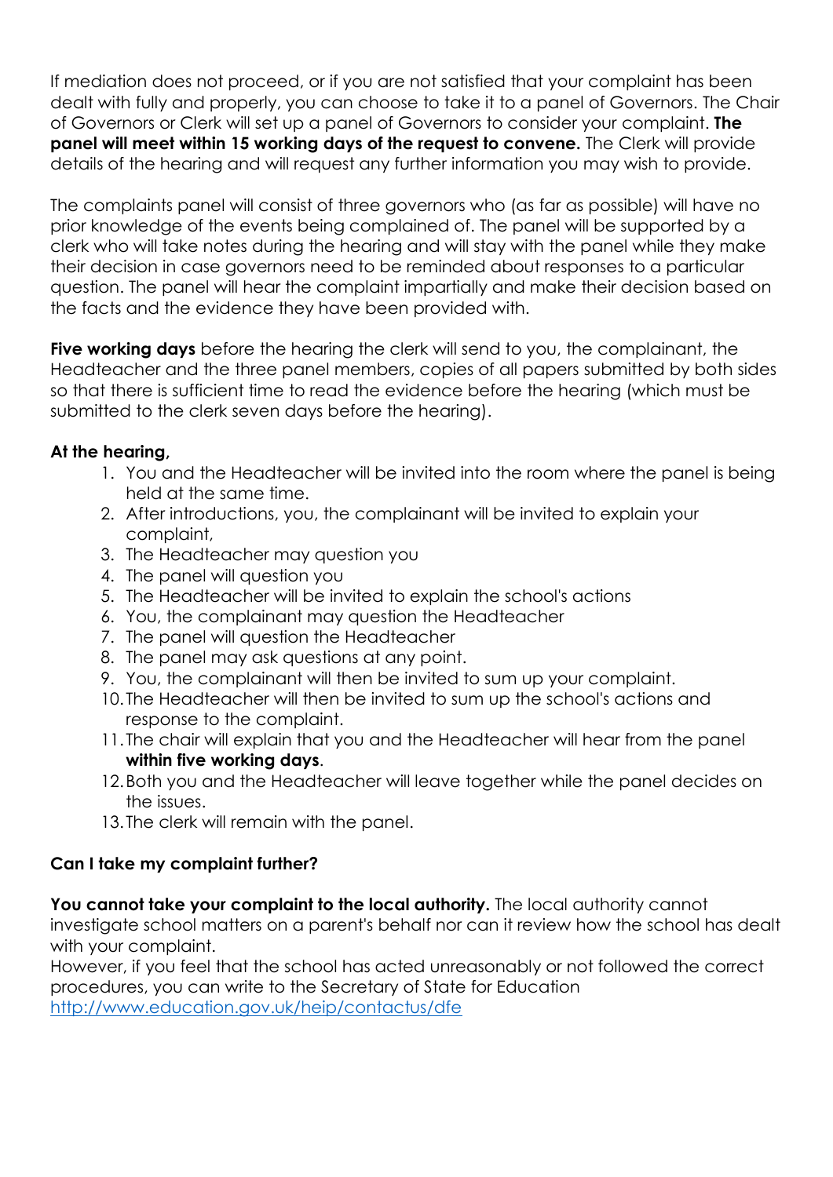If mediation does not proceed, or if you are not satisfied that your complaint has been dealt with fully and properly, you can choose to take it to a panel of Governors. The Chair of Governors or Clerk will set up a panel of Governors to consider your complaint. **The panel will meet within 15 working days of the request to convene.** The Clerk will provide details of the hearing and will request any further information you may wish to provide.

The complaints panel will consist of three governors who (as far as possible) will have no prior knowledge of the events being complained of. The panel will be supported by a clerk who will take notes during the hearing and will stay with the panel while they make their decision in case governors need to be reminded about responses to a particular question. The panel will hear the complaint impartially and make their decision based on the facts and the evidence they have been provided with.

**Five working days** before the hearing the clerk will send to you, the complainant, the Headteacher and the three panel members, copies of all papers submitted by both sides so that there is sufficient time to read the evidence before the hearing (which must be submitted to the clerk seven days before the hearing).

**At the hearing,**

1. You and the Headteacher will be invited into the room where the panel is being held at the same time.
2. After introductions, you, the complainant will be invited to explain your complaint,
3. The Headteacher may question you
4. The panel will question you
5. The Headteacher will be invited to explain the school's actions
6. You, the complainant may question the Headteacher
7. The panel will question the Headteacher
8. The panel may ask questions at any point.
9. You, the complainant will then be invited to sum up your complaint.
10. The Headteacher will then be invited to sum up the school's actions and response to the complaint.
11. The chair will explain that you and the Headteacher will hear from the panel **within five working days**.
12. Both you and the Headteacher will leave together while the panel decides on the issues.
13. The clerk will remain with the panel.

**Can I take my complaint further?**

**You cannot take your complaint to the local authority.** The local authority cannot investigate school matters on a parent's behalf nor can it review how the school has dealt with your complaint.
However, if you feel that the school has acted unreasonably or not followed the correct procedures, you can write to the Secretary of State for Education
http://www.education.gov.uk/heip/contactus/dfe